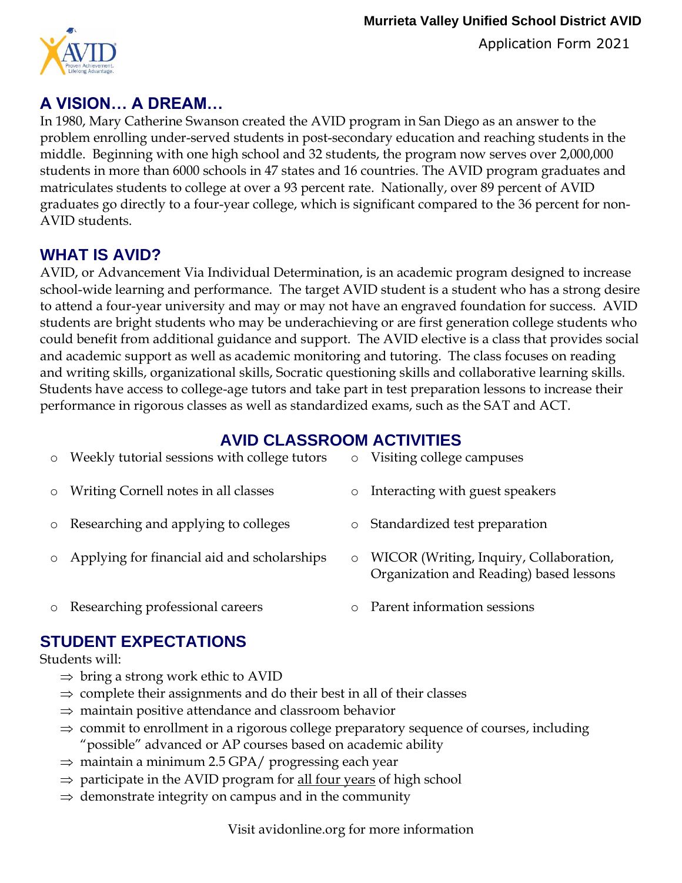**Murrieta Valley Unified School District AVID**

Application Form 2021

## A VISION… A DREAM…

In 1980, Mary Catherine Swanson created the AVID program in San Diego as an answer to the problem enrolling under-served students in post-secondary education and reaching students in the middle. Beginning with one high school and 32 students, the program now serves over 2,000,000 students in more than 6000 schools in 47 states and 16 countries. The AVID program graduates and matriculates students to college at over a 93 percent rate. Nationally, over 89 percent of AVID graduates go directly to a four-year college, which is significant compared to the 36 percent for non-AVID students.

## WHAT IS AVID?

AVID, or Advancement Via Individual Determination, is an academic program designed to increase school-wide learning and performance. The target AVID student is a student who has a strong desire to attend a four-year university and may or may not have an engraved foundation for success. AVID students are bright students who may be underachieving or are first generation college students who could benefit from additional guidance and support. The AVID elective is a class that provides social and academic support as well as academic monitoring and tutoring. The class focuses on reading and writing skills, organizational skills, Socratic questioning skills and collaborative learning skills. Students have access to college-age tutors and take part in test preparation lessons to increase their performance in rigorous classes as well as standardized exams, such as the SAT and ACT.

## AVID CLASSROOM ACTIVITIES

- Weekly tutorial sessions with college tutors
- Writing Cornell notes in all classes
- Researching and applying to colleges
- Applying for financial aid and scholarships
- Researching professional careers
- Visiting college campuses
- Interacting with guest speakers
- Standardized test preparation
- WICOR (Writing, Inquiry, Collaboration, Organization and Reading) based lessons
- Parent information sessions

## STUDENT EXPECTATIONS

Students will:

- ⇒ bring a strong work ethic to AVID
- ⇒ complete their assignments and do their best in all of their classes
- ⇒ maintain positive attendance and classroom behavior
- ⇒ commit to enrollment in a rigorous college preparatory sequence of courses, including "possible" advanced or AP courses based on academic ability
- ⇒ maintain a minimum 2.5 GPA/ progressing each year
- ⇒ participate in the AVID program for all four years of high school
- ⇒ demonstrate integrity on campus and in the community

Visit avidonline.org for more information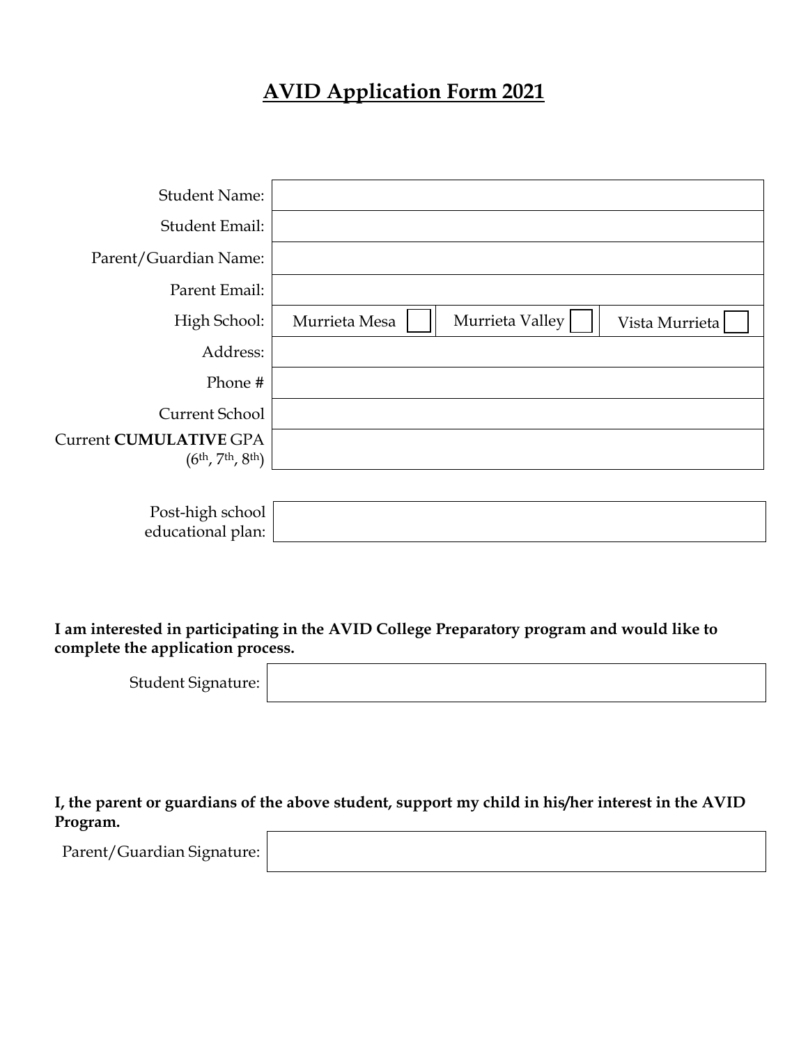# AVID Application Form 2021

| | | | |
|---|---|---|---|
| Student Name: | | | |
| Student Email: | | | |
| Parent/Guardian Name: | | | |
| Parent Email: | | | |
| High School: | Murrieta Mesa ☐ | Murrieta Valley ☐ | Vista Murrieta ☐ |
| Address: | | | |
| Phone # | | | |
| Current School | | | |
| Current **CUMULATIVE** GPA (6th, 7th, 8th) | | | |

| | |
|---|---|
| Post-high school educational plan: | |

**I am interested in participating in the AVID College Preparatory program and would like to complete the application process.**

| | |
|---|---|
| Student Signature: | |

**I, the parent or guardians of the above student, support my child in his/her interest in the AVID Program.**

| | |
|---|---|
| Parent/Guardian Signature: | |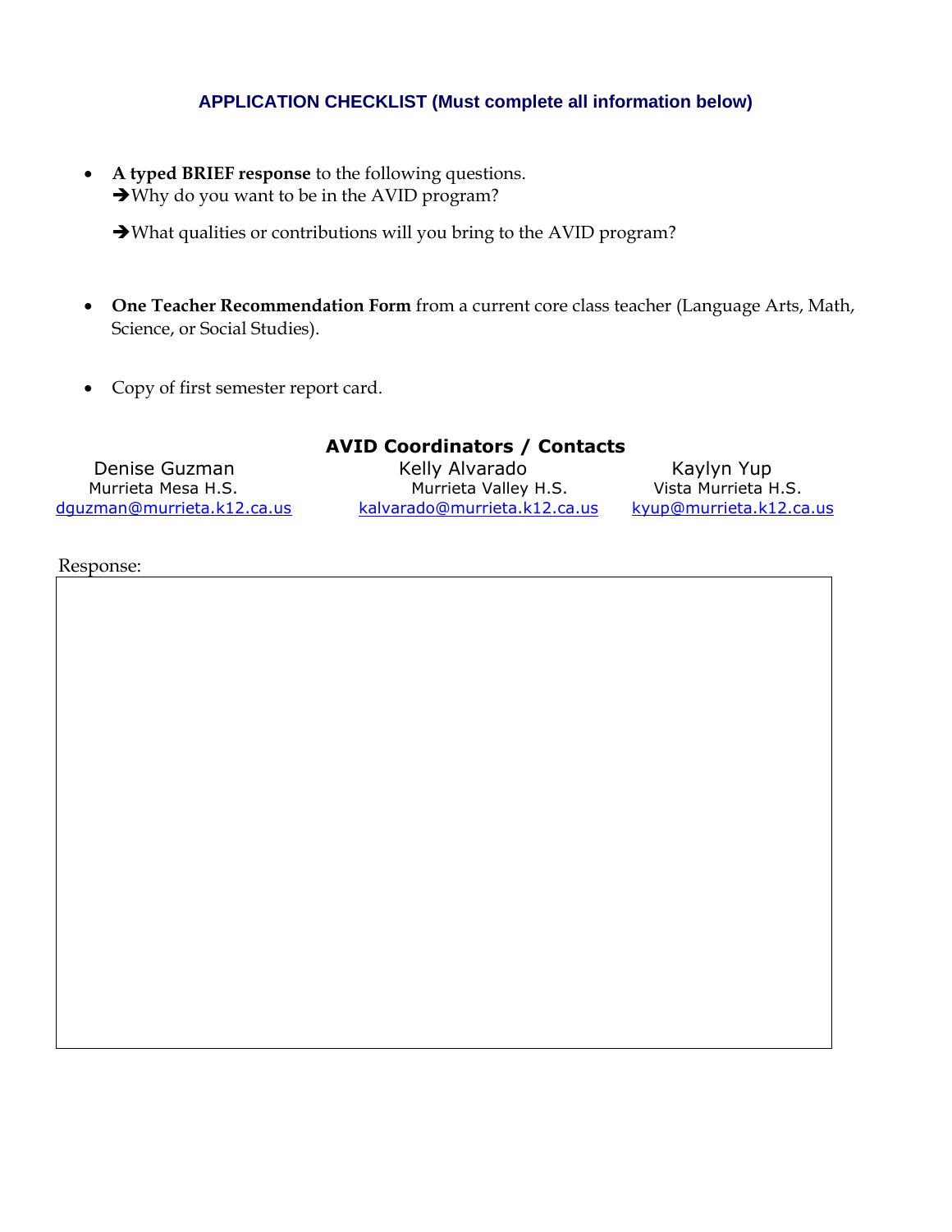## APPLICATION CHECKLIST (Must complete all information below)

- **A typed BRIEF response** to the following questions.
  ➔Why do you want to be in the AVID program?

  ➔What qualities or contributions will you bring to the AVID program?

- **One Teacher Recommendation Form** from a current core class teacher (Language Arts, Math, Science, or Social Studies).

- Copy of first semester report card.

### AVID Coordinators / Contacts

| | | |
|---|---|---|
| Denise Guzman | Kelly Alvarado | Kaylyn Yup |
| Murrieta Mesa H.S. | Murrieta Valley H.S. | Vista Murrieta H.S. |
| dguzman@murrieta.k12.ca.us | kalvarado@murrieta.k12.ca.us | kyup@murrieta.k12.ca.us |

Response: